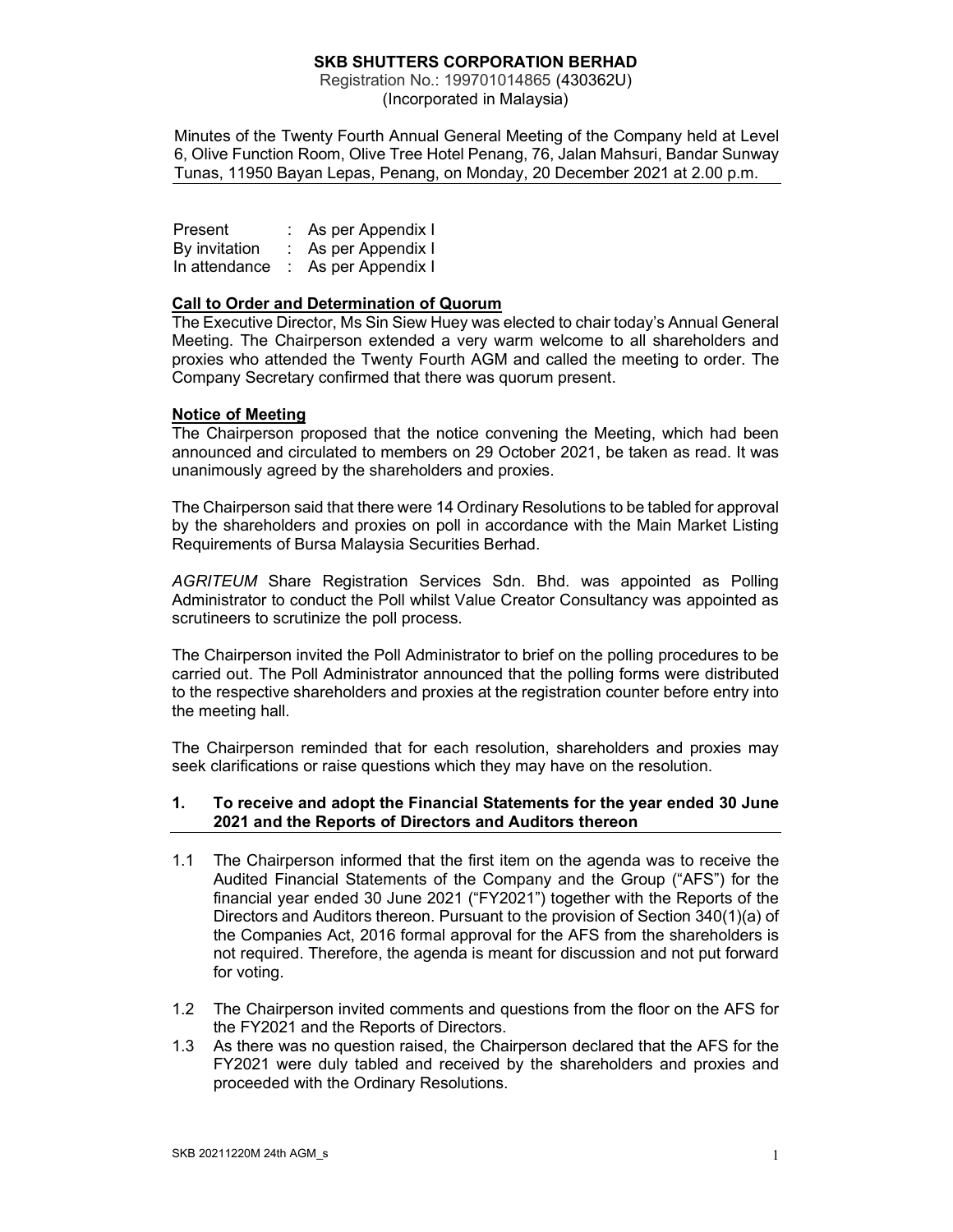**SKB SHUTTERS CORPORATION BERHAD**

Registration No.: 199701014865 (430362U)
(Incorporated in Malaysia)

Minutes of the Twenty Fourth Annual General Meeting of the Company held at Level 6, Olive Function Room, Olive Tree Hotel Penang, 76, Jalan Mahsuri, Bandar Sunway Tunas, 11950 Bayan Lepas, Penang, on Monday, 20 December 2021 at 2.00 p.m.

| | | |
|---|---|---|
| Present | : | As per Appendix I |
| By invitation | : | As per Appendix I |
| In attendance | : | As per Appendix I |

**Call to Order and Determination of Quorum**

The Executive Director, Ms Sin Siew Huey was elected to chair today's Annual General Meeting. The Chairperson extended a very warm welcome to all shareholders and proxies who attended the Twenty Fourth AGM and called the meeting to order. The Company Secretary confirmed that there was quorum present.

**Notice of Meeting**

The Chairperson proposed that the notice convening the Meeting, which had been announced and circulated to members on 29 October 2021, be taken as read. It was unanimously agreed by the shareholders and proxies.

The Chairperson said that there were 14 Ordinary Resolutions to be tabled for approval by the shareholders and proxies on poll in accordance with the Main Market Listing Requirements of Bursa Malaysia Securities Berhad.

*AGRITEUM* Share Registration Services Sdn. Bhd. was appointed as Polling Administrator to conduct the Poll whilst Value Creator Consultancy was appointed as scrutineers to scrutinize the poll process.

The Chairperson invited the Poll Administrator to brief on the polling procedures to be carried out. The Poll Administrator announced that the polling forms were distributed to the respective shareholders and proxies at the registration counter before entry into the meeting hall.

The Chairperson reminded that for each resolution, shareholders and proxies may seek clarifications or raise questions which they may have on the resolution.

**1. To receive and adopt the Financial Statements for the year ended 30 June 2021 and the Reports of Directors and Auditors thereon**

1.1 The Chairperson informed that the first item on the agenda was to receive the Audited Financial Statements of the Company and the Group ("AFS") for the financial year ended 30 June 2021 ("FY2021") together with the Reports of the Directors and Auditors thereon. Pursuant to the provision of Section 340(1)(a) of the Companies Act, 2016 formal approval for the AFS from the shareholders is not required. Therefore, the agenda is meant for discussion and not put forward for voting.

1.2 The Chairperson invited comments and questions from the floor on the AFS for the FY2021 and the Reports of Directors.

1.3 As there was no question raised, the Chairperson declared that the AFS for the FY2021 were duly tabled and received by the shareholders and proxies and proceeded with the Ordinary Resolutions.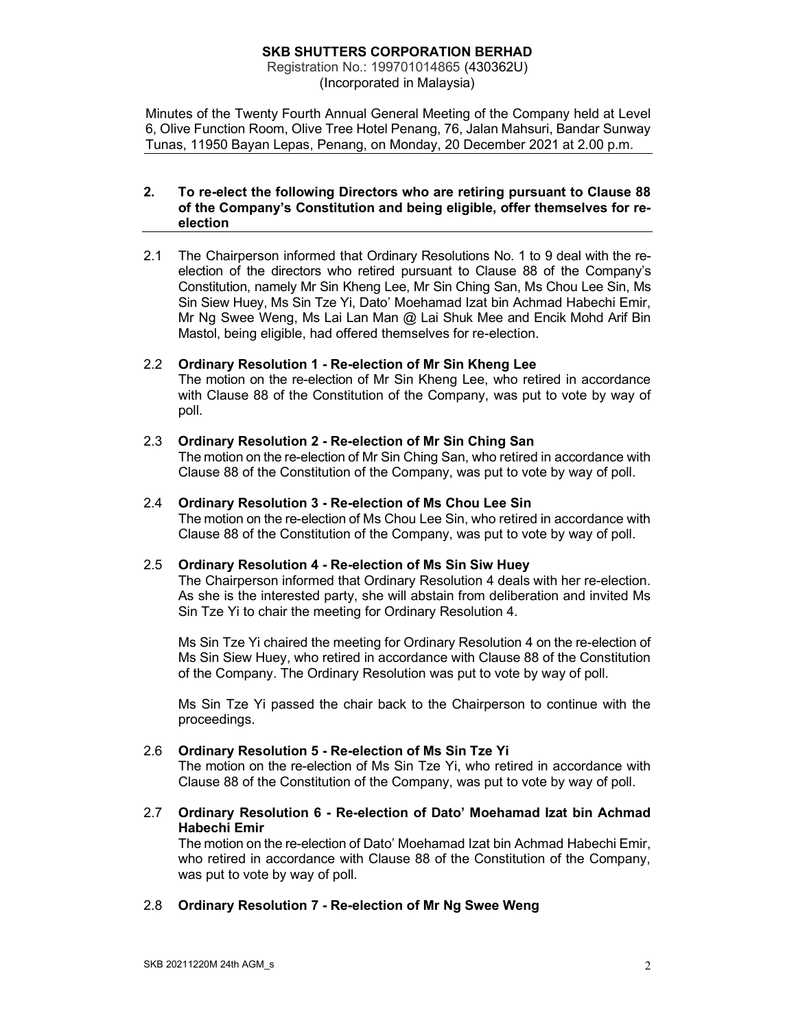**SKB SHUTTERS CORPORATION BERHAD**
Registration No.: 199701014865 (430362U)
(Incorporated in Malaysia)

Minutes of the Twenty Fourth Annual General Meeting of the Company held at Level 6, Olive Function Room, Olive Tree Hotel Penang, 76, Jalan Mahsuri, Bandar Sunway Tunas, 11950 Bayan Lepas, Penang, on Monday, 20 December 2021 at 2.00 p.m.

## 2. To re-elect the following Directors who are retiring pursuant to Clause 88 of the Company's Constitution and being eligible, offer themselves for re-election

2.1 The Chairperson informed that Ordinary Resolutions No. 1 to 9 deal with the re-election of the directors who retired pursuant to Clause 88 of the Company's Constitution, namely Mr Sin Kheng Lee, Mr Sin Ching San, Ms Chou Lee Sin, Ms Sin Siew Huey, Ms Sin Tze Yi, Dato' Moehamad Izat bin Achmad Habechi Emir, Mr Ng Swee Weng, Ms Lai Lan Man @ Lai Shuk Mee and Encik Mohd Arif Bin Mastol, being eligible, had offered themselves for re-election.

2.2 **Ordinary Resolution 1 - Re-election of Mr Sin Kheng Lee**
The motion on the re-election of Mr Sin Kheng Lee, who retired in accordance with Clause 88 of the Constitution of the Company, was put to vote by way of poll.

2.3 **Ordinary Resolution 2 - Re-election of Mr Sin Ching San**
The motion on the re-election of Mr Sin Ching San, who retired in accordance with Clause 88 of the Constitution of the Company, was put to vote by way of poll.

2.4 **Ordinary Resolution 3 - Re-election of Ms Chou Lee Sin**
The motion on the re-election of Ms Chou Lee Sin, who retired in accordance with Clause 88 of the Constitution of the Company, was put to vote by way of poll.

2.5 **Ordinary Resolution 4 - Re-election of Ms Sin Siw Huey**
The Chairperson informed that Ordinary Resolution 4 deals with her re-election. As she is the interested party, she will abstain from deliberation and invited Ms Sin Tze Yi to chair the meeting for Ordinary Resolution 4.

Ms Sin Tze Yi chaired the meeting for Ordinary Resolution 4 on the re-election of Ms Sin Siew Huey, who retired in accordance with Clause 88 of the Constitution of the Company. The Ordinary Resolution was put to vote by way of poll.

Ms Sin Tze Yi passed the chair back to the Chairperson to continue with the proceedings.

2.6 **Ordinary Resolution 5 - Re-election of Ms Sin Tze Yi**
The motion on the re-election of Ms Sin Tze Yi, who retired in accordance with Clause 88 of the Constitution of the Company, was put to vote by way of poll.

2.7 **Ordinary Resolution 6 - Re-election of Dato' Moehamad Izat bin Achmad Habechi Emir**
The motion on the re-election of Dato' Moehamad Izat bin Achmad Habechi Emir, who retired in accordance with Clause 88 of the Constitution of the Company, was put to vote by way of poll.

2.8 **Ordinary Resolution 7 - Re-election of Mr Ng Swee Weng**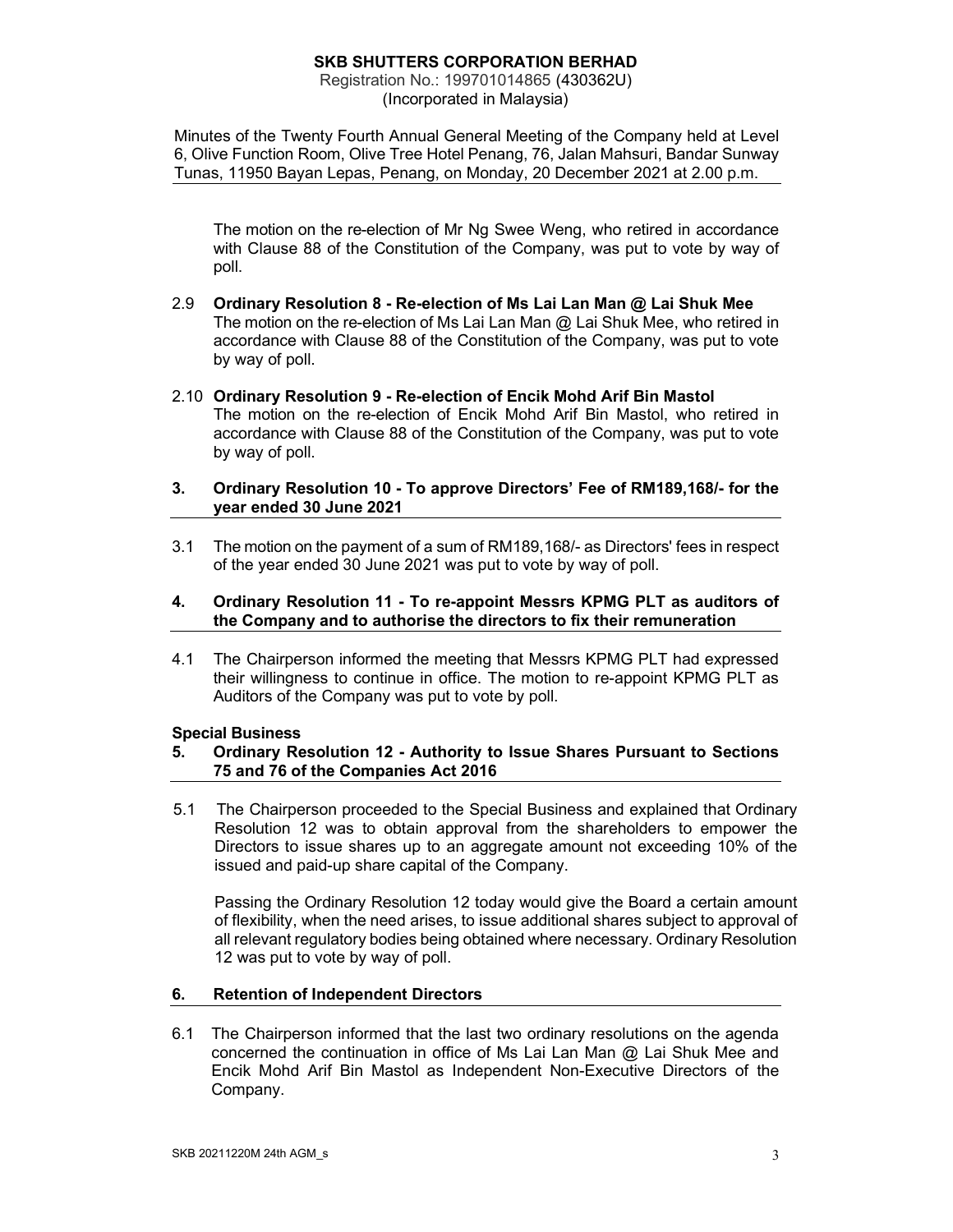The motion on the re-election of Mr Ng Swee Weng, who retired in accordance with Clause 88 of the Constitution of the Company, was put to vote by way of poll.

2.9 **Ordinary Resolution 8 - Re-election of Ms Lai Lan Man @ Lai Shuk Mee**
The motion on the re-election of Ms Lai Lan Man @ Lai Shuk Mee, who retired in accordance with Clause 88 of the Constitution of the Company, was put to vote by way of poll.

2.10 **Ordinary Resolution 9 - Re-election of Encik Mohd Arif Bin Mastol**
The motion on the re-election of Encik Mohd Arif Bin Mastol, who retired in accordance with Clause 88 of the Constitution of the Company, was put to vote by way of poll.

## 3. Ordinary Resolution 10 - To approve Directors' Fee of RM189,168/- for the year ended 30 June 2021

3.1 The motion on the payment of a sum of RM189,168/- as Directors' fees in respect of the year ended 30 June 2021 was put to vote by way of poll.

## 4. Ordinary Resolution 11 - To re-appoint Messrs KPMG PLT as auditors of the Company and to authorise the directors to fix their remuneration

4.1 The Chairperson informed the meeting that Messrs KPMG PLT had expressed their willingness to continue in office. The motion to re-appoint KPMG PLT as Auditors of the Company was put to vote by poll.

**Special Business**

## 5. Ordinary Resolution 12 - Authority to Issue Shares Pursuant to Sections 75 and 76 of the Companies Act 2016

5.1 The Chairperson proceeded to the Special Business and explained that Ordinary Resolution 12 was to obtain approval from the shareholders to empower the Directors to issue shares up to an aggregate amount not exceeding 10% of the issued and paid-up share capital of the Company.

Passing the Ordinary Resolution 12 today would give the Board a certain amount of flexibility, when the need arises, to issue additional shares subject to approval of all relevant regulatory bodies being obtained where necessary. Ordinary Resolution 12 was put to vote by way of poll.

## 6. Retention of Independent Directors

6.1 The Chairperson informed that the last two ordinary resolutions on the agenda concerned the continuation in office of Ms Lai Lan Man @ Lai Shuk Mee and Encik Mohd Arif Bin Mastol as Independent Non-Executive Directors of the Company.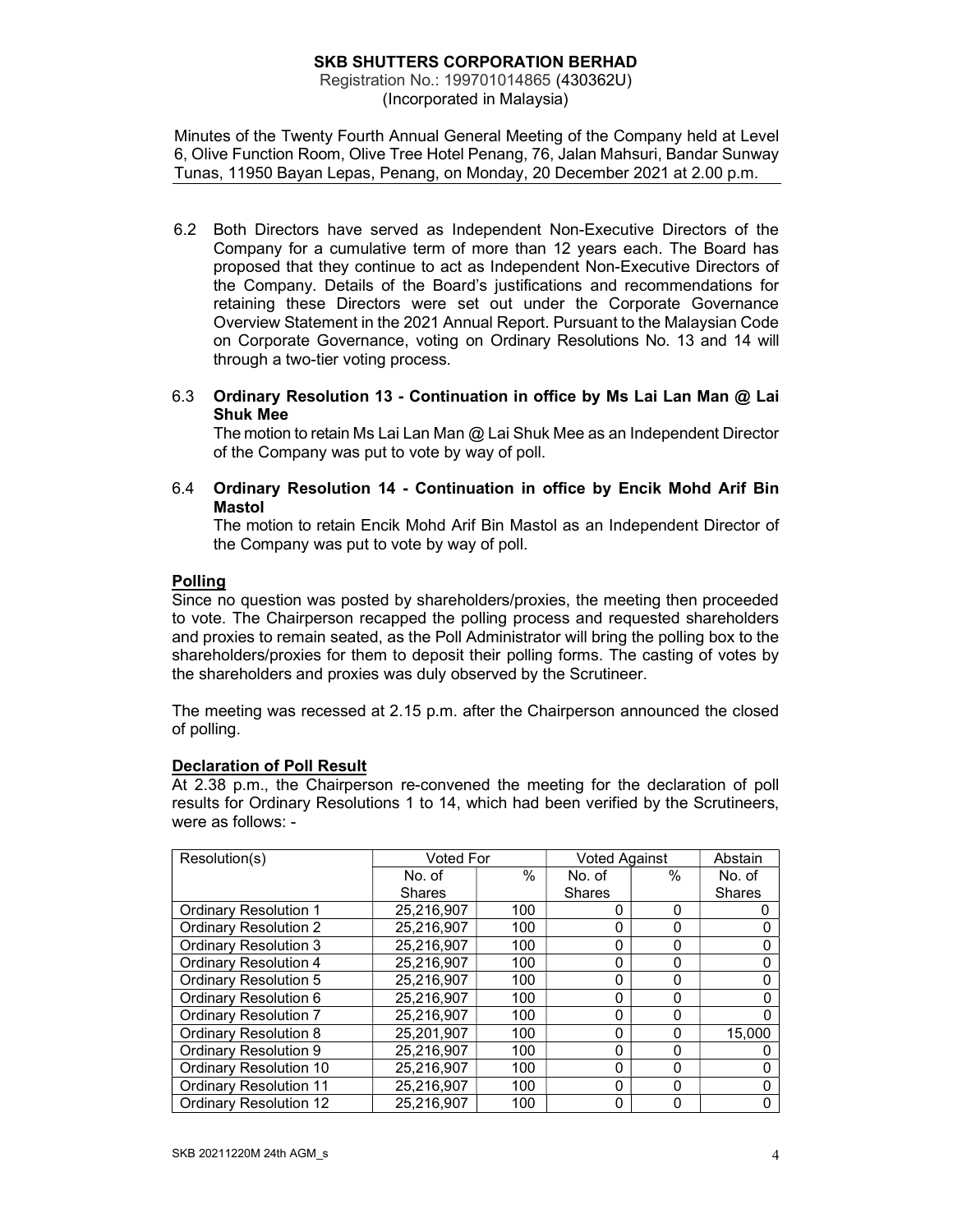6.2 Both Directors have served as Independent Non-Executive Directors of the Company for a cumulative term of more than 12 years each. The Board has proposed that they continue to act as Independent Non-Executive Directors of the Company. Details of the Board's justifications and recommendations for retaining these Directors were set out under the Corporate Governance Overview Statement in the 2021 Annual Report. Pursuant to the Malaysian Code on Corporate Governance, voting on Ordinary Resolutions No. 13 and 14 will through a two-tier voting process.

6.3 **Ordinary Resolution 13 - Continuation in office by Ms Lai Lan Man @ Lai Shuk Mee**

The motion to retain Ms Lai Lan Man @ Lai Shuk Mee as an Independent Director of the Company was put to vote by way of poll.

6.4 **Ordinary Resolution 14 - Continuation in office by Encik Mohd Arif Bin Mastol**

The motion to retain Encik Mohd Arif Bin Mastol as an Independent Director of the Company was put to vote by way of poll.

**Polling**

Since no question was posted by shareholders/proxies, the meeting then proceeded to vote. The Chairperson recapped the polling process and requested shareholders and proxies to remain seated, as the Poll Administrator will bring the polling box to the shareholders/proxies for them to deposit their polling forms. The casting of votes by the shareholders and proxies was duly observed by the Scrutineer.

The meeting was recessed at 2.15 p.m. after the Chairperson announced the closed of polling.

**Declaration of Poll Result**

At 2.38 p.m., the Chairperson re-convened the meeting for the declaration of poll results for Ordinary Resolutions 1 to 14, which had been verified by the Scrutineers, were as follows: -

| Resolution(s) | Voted For | | Voted Against | | Abstain |
|---|---|---|---|---|---|
| | No. of Shares | % | No. of Shares | % | No. of Shares |
| Ordinary Resolution 1 | 25,216,907 | 100 | 0 | 0 | 0 |
| Ordinary Resolution 2 | 25,216,907 | 100 | 0 | 0 | 0 |
| Ordinary Resolution 3 | 25,216,907 | 100 | 0 | 0 | 0 |
| Ordinary Resolution 4 | 25,216,907 | 100 | 0 | 0 | 0 |
| Ordinary Resolution 5 | 25,216,907 | 100 | 0 | 0 | 0 |
| Ordinary Resolution 6 | 25,216,907 | 100 | 0 | 0 | 0 |
| Ordinary Resolution 7 | 25,216,907 | 100 | 0 | 0 | 0 |
| Ordinary Resolution 8 | 25,201,907 | 100 | 0 | 0 | 15,000 |
| Ordinary Resolution 9 | 25,216,907 | 100 | 0 | 0 | 0 |
| Ordinary Resolution 10 | 25,216,907 | 100 | 0 | 0 | 0 |
| Ordinary Resolution 11 | 25,216,907 | 100 | 0 | 0 | 0 |
| Ordinary Resolution 12 | 25,216,907 | 100 | 0 | 0 | 0 |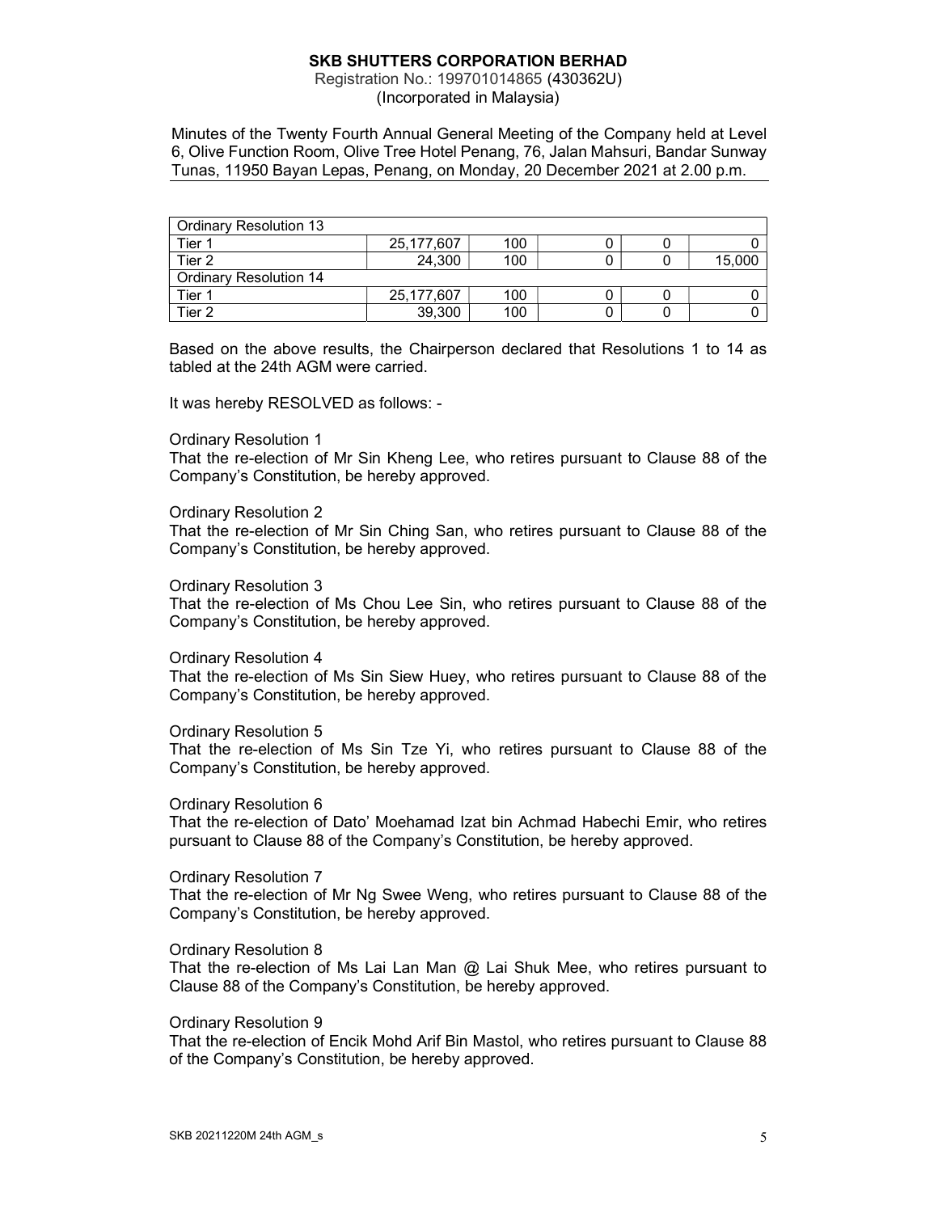**SKB SHUTTERS CORPORATION BERHAD**
Registration No.: 199701014865 (430362U)
(Incorporated in Malaysia)

Minutes of the Twenty Fourth Annual General Meeting of the Company held at Level 6, Olive Function Room, Olive Tree Hotel Penang, 76, Jalan Mahsuri, Bandar Sunway Tunas, 11950 Bayan Lepas, Penang, on Monday, 20 December 2021 at 2.00 p.m.

| | | | | | |
|---|---|---|---|---|---|
| Ordinary Resolution 13 | | | | | |
| Tier 1 | 25,177,607 | 100 | 0 | 0 | 0 |
| Tier 2 | 24,300 | 100 | 0 | 0 | 15,000 |
| Ordinary Resolution 14 | | | | | |
| Tier 1 | 25,177,607 | 100 | 0 | 0 | 0 |
| Tier 2 | 39,300 | 100 | 0 | 0 | 0 |

Based on the above results, the Chairperson declared that Resolutions 1 to 14 as tabled at the 24th AGM were carried.

It was hereby RESOLVED as follows: -

Ordinary Resolution 1
That the re-election of Mr Sin Kheng Lee, who retires pursuant to Clause 88 of the Company's Constitution, be hereby approved.

Ordinary Resolution 2
That the re-election of Mr Sin Ching San, who retires pursuant to Clause 88 of the Company's Constitution, be hereby approved.

Ordinary Resolution 3
That the re-election of Ms Chou Lee Sin, who retires pursuant to Clause 88 of the Company's Constitution, be hereby approved.

Ordinary Resolution 4
That the re-election of Ms Sin Siew Huey, who retires pursuant to Clause 88 of the Company's Constitution, be hereby approved.

Ordinary Resolution 5
That the re-election of Ms Sin Tze Yi, who retires pursuant to Clause 88 of the Company's Constitution, be hereby approved.

Ordinary Resolution 6
That the re-election of Dato' Moehamad Izat bin Achmad Habechi Emir, who retires pursuant to Clause 88 of the Company's Constitution, be hereby approved.

Ordinary Resolution 7
That the re-election of Mr Ng Swee Weng, who retires pursuant to Clause 88 of the Company's Constitution, be hereby approved.

Ordinary Resolution 8
That the re-election of Ms Lai Lan Man @ Lai Shuk Mee, who retires pursuant to Clause 88 of the Company's Constitution, be hereby approved.

Ordinary Resolution 9
That the re-election of Encik Mohd Arif Bin Mastol, who retires pursuant to Clause 88 of the Company's Constitution, be hereby approved.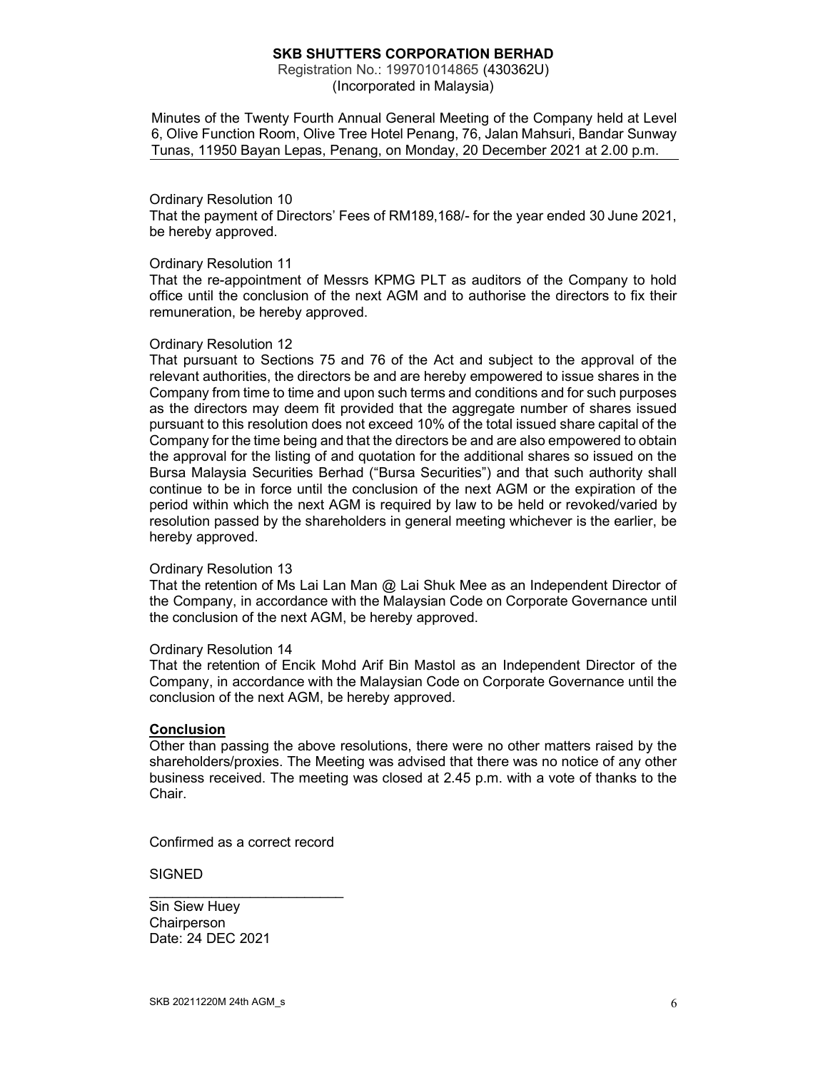**SKB SHUTTERS CORPORATION BERHAD**
Registration No.: 199701014865 (430362U)
(Incorporated in Malaysia)

Minutes of the Twenty Fourth Annual General Meeting of the Company held at Level 6, Olive Function Room, Olive Tree Hotel Penang, 76, Jalan Mahsuri, Bandar Sunway Tunas, 11950 Bayan Lepas, Penang, on Monday, 20 December 2021 at 2.00 p.m.

Ordinary Resolution 10
That the payment of Directors' Fees of RM189,168/- for the year ended 30 June 2021, be hereby approved.

Ordinary Resolution 11
That the re-appointment of Messrs KPMG PLT as auditors of the Company to hold office until the conclusion of the next AGM and to authorise the directors to fix their remuneration, be hereby approved.

Ordinary Resolution 12
That pursuant to Sections 75 and 76 of the Act and subject to the approval of the relevant authorities, the directors be and are hereby empowered to issue shares in the Company from time to time and upon such terms and conditions and for such purposes as the directors may deem fit provided that the aggregate number of shares issued pursuant to this resolution does not exceed 10% of the total issued share capital of the Company for the time being and that the directors be and are also empowered to obtain the approval for the listing of and quotation for the additional shares so issued on the Bursa Malaysia Securities Berhad ("Bursa Securities") and that such authority shall continue to be in force until the conclusion of the next AGM or the expiration of the period within which the next AGM is required by law to be held or revoked/varied by resolution passed by the shareholders in general meeting whichever is the earlier, be hereby approved.

Ordinary Resolution 13
That the retention of Ms Lai Lan Man @ Lai Shuk Mee as an Independent Director of the Company, in accordance with the Malaysian Code on Corporate Governance until the conclusion of the next AGM, be hereby approved.

Ordinary Resolution 14
That the retention of Encik Mohd Arif Bin Mastol as an Independent Director of the Company, in accordance with the Malaysian Code on Corporate Governance until the conclusion of the next AGM, be hereby approved.

**Conclusion**
Other than passing the above resolutions, there were no other matters raised by the shareholders/proxies. The Meeting was advised that there was no notice of any other business received. The meeting was closed at 2.45 p.m. with a vote of thanks to the Chair.

Confirmed as a correct record

SIGNED

_________________________
Sin Siew Huey
Chairperson
Date: 24 DEC 2021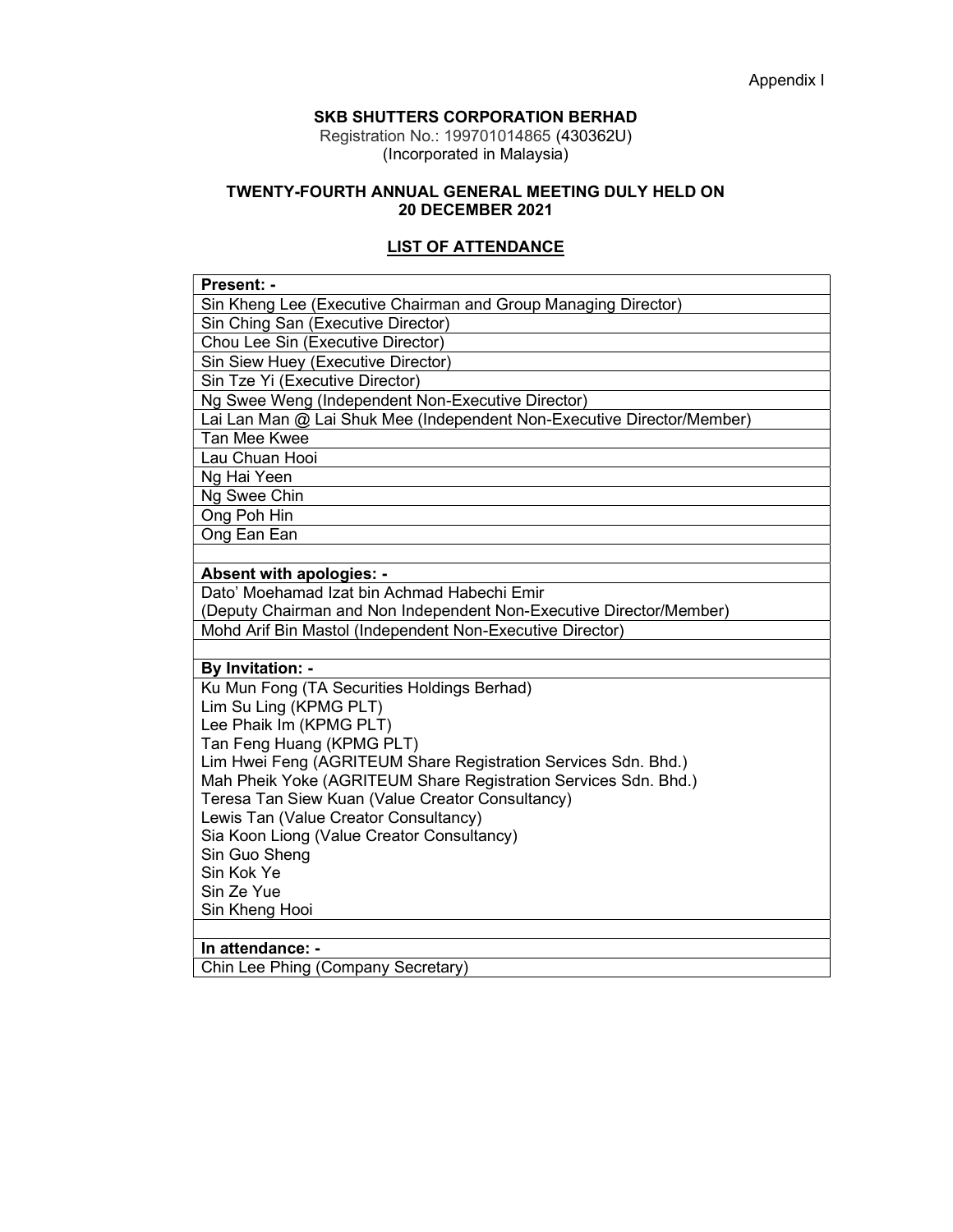Appendix I

**SKB SHUTTERS CORPORATION BERHAD**
Registration No.: 199701014865 (430362U)
(Incorporated in Malaysia)

**TWENTY-FOURTH ANNUAL GENERAL MEETING DULY HELD ON 20 DECEMBER 2021**

**LIST OF ATTENDANCE**

| |
|---|
| **Present: -** |
| Sin Kheng Lee (Executive Chairman and Group Managing Director) |
| Sin Ching San (Executive Director) |
| Chou Lee Sin (Executive Director) |
| Sin Siew Huey (Executive Director) |
| Sin Tze Yi (Executive Director) |
| Ng Swee Weng (Independent Non-Executive Director) |
| Lai Lan Man @ Lai Shuk Mee (Independent Non-Executive Director/Member) |
| Tan Mee Kwee |
| Lau Chuan Hooi |
| Ng Hai Yeen |
| Ng Swee Chin |
| Ong Poh Hin |
| Ong Ean Ean |
| |
| **Absent with apologies: -** |
| Dato' Moehamad Izat bin Achmad Habechi Emir<br>(Deputy Chairman and Non Independent Non-Executive Director/Member) |
| Mohd Arif Bin Mastol (Independent Non-Executive Director) |
| |
| **By Invitation: -** |
| Ku Mun Fong (TA Securities Holdings Berhad)<br>Lim Su Ling (KPMG PLT)<br>Lee Phaik Im (KPMG PLT)<br>Tan Feng Huang (KPMG PLT)<br>Lim Hwei Feng (AGRITEUM Share Registration Services Sdn. Bhd.)<br>Mah Pheik Yoke (AGRITEUM Share Registration Services Sdn. Bhd.)<br>Teresa Tan Siew Kuan (Value Creator Consultancy)<br>Lewis Tan (Value Creator Consultancy)<br>Sia Koon Liong (Value Creator Consultancy)<br>Sin Guo Sheng<br>Sin Kok Ye<br>Sin Ze Yue<br>Sin Kheng Hooi |
| |
| **In attendance: -** |
| Chin Lee Phing (Company Secretary) |